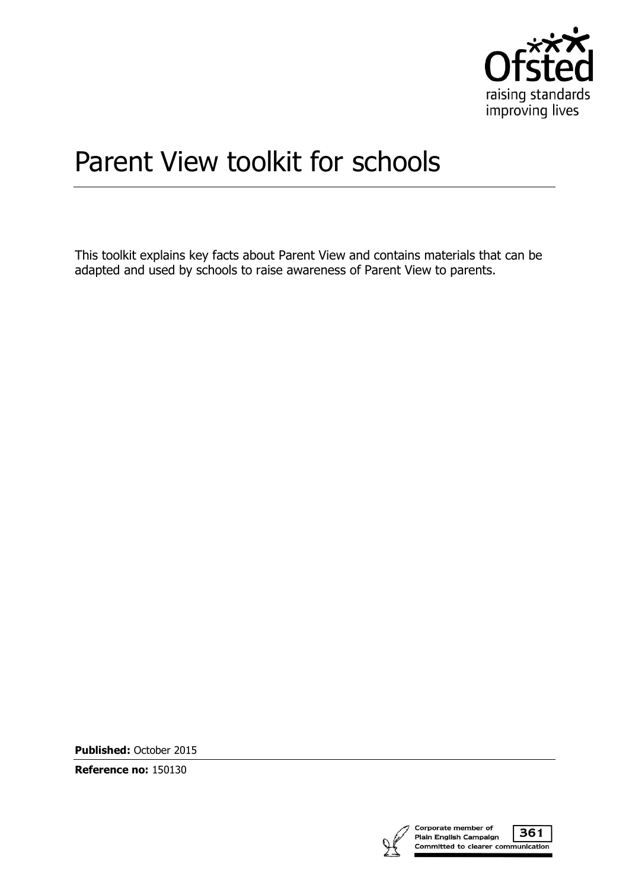# Parent View toolkit for schools

This toolkit explains key facts about Parent View and contains materials that can be adapted and used by schools to raise awareness of Parent View to parents.

**Published:** October 2015

**Reference no:** 150130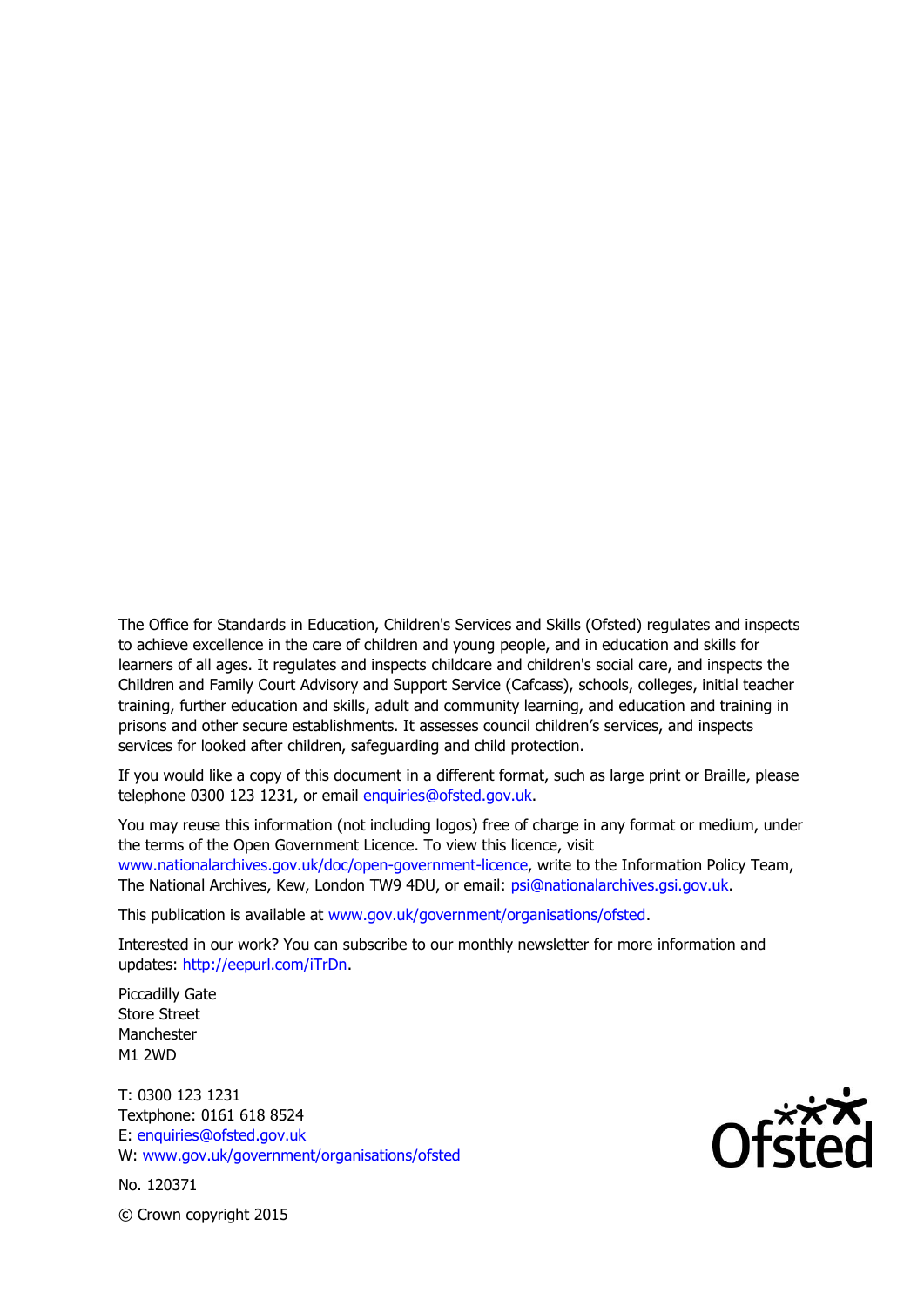The Office for Standards in Education, Children's Services and Skills (Ofsted) regulates and inspects to achieve excellence in the care of children and young people, and in education and skills for learners of all ages. It regulates and inspects childcare and children's social care, and inspects the Children and Family Court Advisory and Support Service (Cafcass), schools, colleges, initial teacher training, further education and skills, adult and community learning, and education and training in prisons and other secure establishments. It assesses council children's services, and inspects services for looked after children, safeguarding and child protection.

If you would like a copy of this document in a different format, such as large print or Braille, please telephone 0300 123 1231, or email enquiries@ofsted.gov.uk.

You may reuse this information (not including logos) free of charge in any format or medium, under the terms of the Open Government Licence. To view this licence, visit www.nationalarchives.gov.uk/doc/open-government-licence, write to the Information Policy Team, The National Archives, Kew, London TW9 4DU, or email: psi@nationalarchives.gsi.gov.uk.

This publication is available at www.gov.uk/government/organisations/ofsted.

Interested in our work? You can subscribe to our monthly newsletter for more information and updates: http://eepurl.com/iTrDn.

Piccadilly Gate
Store Street
Manchester
M1 2WD

T: 0300 123 1231
Textphone: 0161 618 8524
E: enquiries@ofsted.gov.uk
W: www.gov.uk/government/organisations/ofsted

No. 120371

© Crown copyright 2015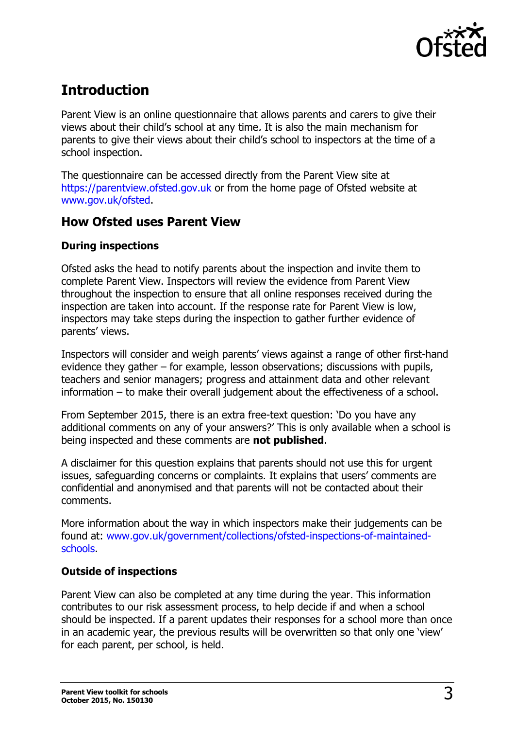## Introduction

Parent View is an online questionnaire that allows parents and carers to give their views about their child's school at any time. It is also the main mechanism for parents to give their views about their child's school to inspectors at the time of a school inspection.

The questionnaire can be accessed directly from the Parent View site at https://parentview.ofsted.gov.uk or from the home page of Ofsted website at www.gov.uk/ofsted.

### How Ofsted uses Parent View

#### During inspections

Ofsted asks the head to notify parents about the inspection and invite them to complete Parent View. Inspectors will review the evidence from Parent View throughout the inspection to ensure that all online responses received during the inspection are taken into account. If the response rate for Parent View is low, inspectors may take steps during the inspection to gather further evidence of parents' views.

Inspectors will consider and weigh parents' views against a range of other first-hand evidence they gather – for example, lesson observations; discussions with pupils, teachers and senior managers; progress and attainment data and other relevant information – to make their overall judgement about the effectiveness of a school.

From September 2015, there is an extra free-text question: 'Do you have any additional comments on any of your answers?' This is only available when a school is being inspected and these comments are **not published**.

A disclaimer for this question explains that parents should not use this for urgent issues, safeguarding concerns or complaints. It explains that users' comments are confidential and anonymised and that parents will not be contacted about their comments.

More information about the way in which inspectors make their judgements can be found at: www.gov.uk/government/collections/ofsted-inspections-of-maintained-schools.

#### Outside of inspections

Parent View can also be completed at any time during the year. This information contributes to our risk assessment process, to help decide if and when a school should be inspected. If a parent updates their responses for a school more than once in an academic year, the previous results will be overwritten so that only one 'view' for each parent, per school, is held.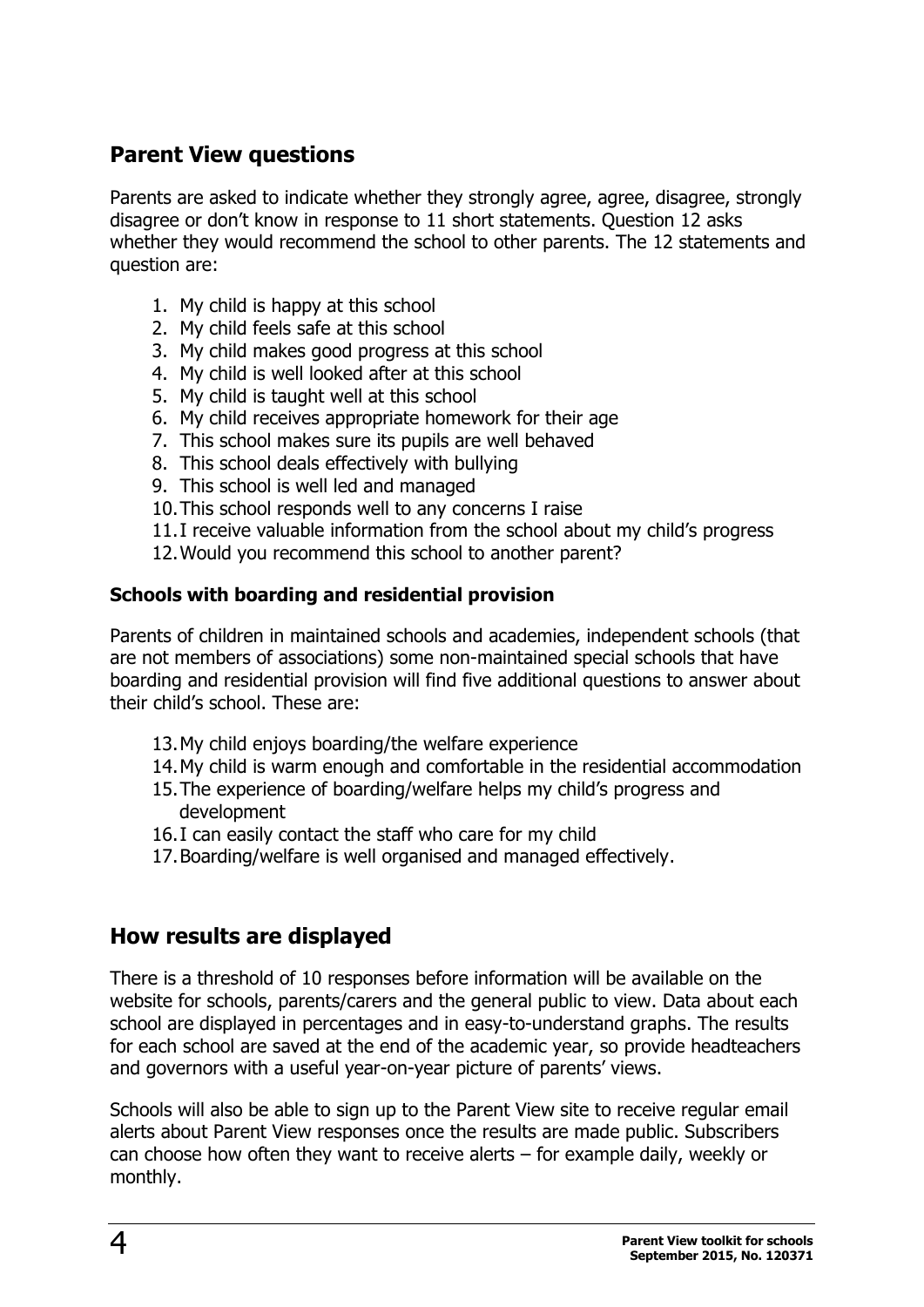## Parent View questions

Parents are asked to indicate whether they strongly agree, agree, disagree, strongly disagree or don't know in response to 11 short statements. Question 12 asks whether they would recommend the school to other parents. The 12 statements and question are:

1. My child is happy at this school
2. My child feels safe at this school
3. My child makes good progress at this school
4. My child is well looked after at this school
5. My child is taught well at this school
6. My child receives appropriate homework for their age
7. This school makes sure its pupils are well behaved
8. This school deals effectively with bullying
9. This school is well led and managed
10. This school responds well to any concerns I raise
11. I receive valuable information from the school about my child's progress
12. Would you recommend this school to another parent?

### Schools with boarding and residential provision

Parents of children in maintained schools and academies, independent schools (that are not members of associations) some non-maintained special schools that have boarding and residential provision will find five additional questions to answer about their child's school. These are:

13. My child enjoys boarding/the welfare experience
14. My child is warm enough and comfortable in the residential accommodation
15. The experience of boarding/welfare helps my child's progress and development
16. I can easily contact the staff who care for my child
17. Boarding/welfare is well organised and managed effectively.

## How results are displayed

There is a threshold of 10 responses before information will be available on the website for schools, parents/carers and the general public to view. Data about each school are displayed in percentages and in easy-to-understand graphs. The results for each school are saved at the end of the academic year, so provide headteachers and governors with a useful year-on-year picture of parents' views.

Schools will also be able to sign up to the Parent View site to receive regular email alerts about Parent View responses once the results are made public. Subscribers can choose how often they want to receive alerts – for example daily, weekly or monthly.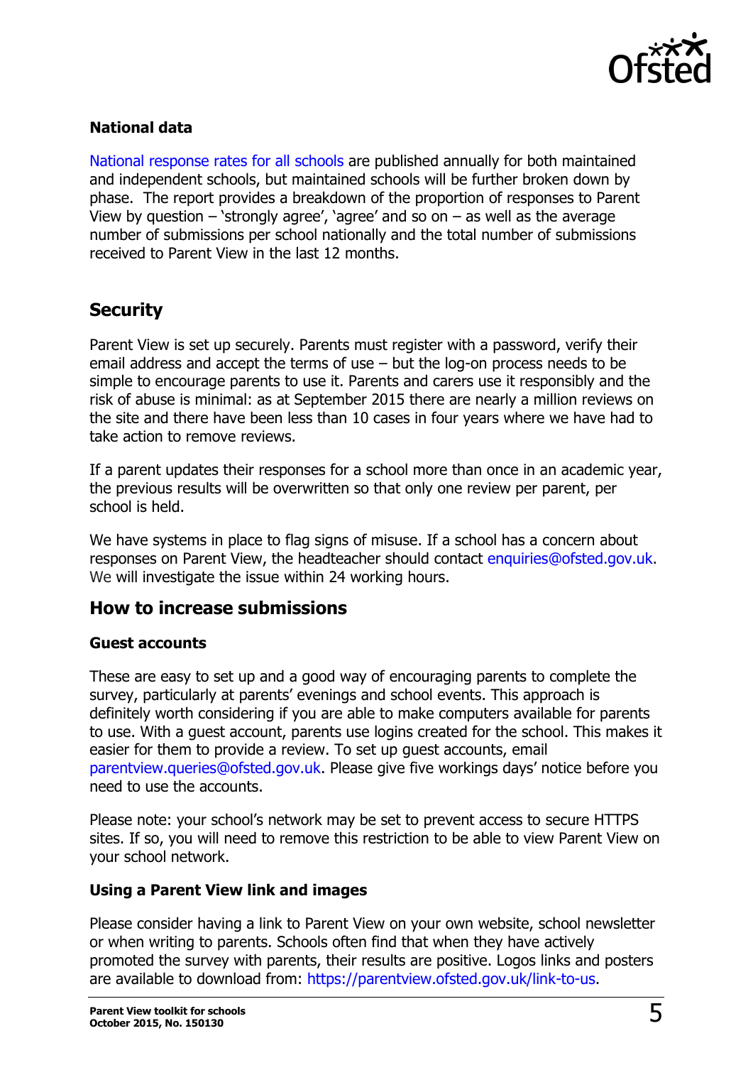### National data

National response rates for all schools are published annually for both maintained and independent schools, but maintained schools will be further broken down by phase. The report provides a breakdown of the proportion of responses to Parent View by question – 'strongly agree', 'agree' and so on – as well as the average number of submissions per school nationally and the total number of submissions received to Parent View in the last 12 months.

## Security

Parent View is set up securely. Parents must register with a password, verify their email address and accept the terms of use – but the log-on process needs to be simple to encourage parents to use it. Parents and carers use it responsibly and the risk of abuse is minimal: as at September 2015 there are nearly a million reviews on the site and there have been less than 10 cases in four years where we have had to take action to remove reviews.

If a parent updates their responses for a school more than once in an academic year, the previous results will be overwritten so that only one review per parent, per school is held.

We have systems in place to flag signs of misuse. If a school has a concern about responses on Parent View, the headteacher should contact enquiries@ofsted.gov.uk. We will investigate the issue within 24 working hours.

## How to increase submissions

### Guest accounts

These are easy to set up and a good way of encouraging parents to complete the survey, particularly at parents' evenings and school events. This approach is definitely worth considering if you are able to make computers available for parents to use. With a guest account, parents use logins created for the school. This makes it easier for them to provide a review. To set up guest accounts, email parentview.queries@ofsted.gov.uk. Please give five workings days' notice before you need to use the accounts.

Please note: your school's network may be set to prevent access to secure HTTPS sites. If so, you will need to remove this restriction to be able to view Parent View on your school network.

### Using a Parent View link and images

Please consider having a link to Parent View on your own website, school newsletter or when writing to parents. Schools often find that when they have actively promoted the survey with parents, their results are positive. Logos links and posters are available to download from: https://parentview.ofsted.gov.uk/link-to-us.